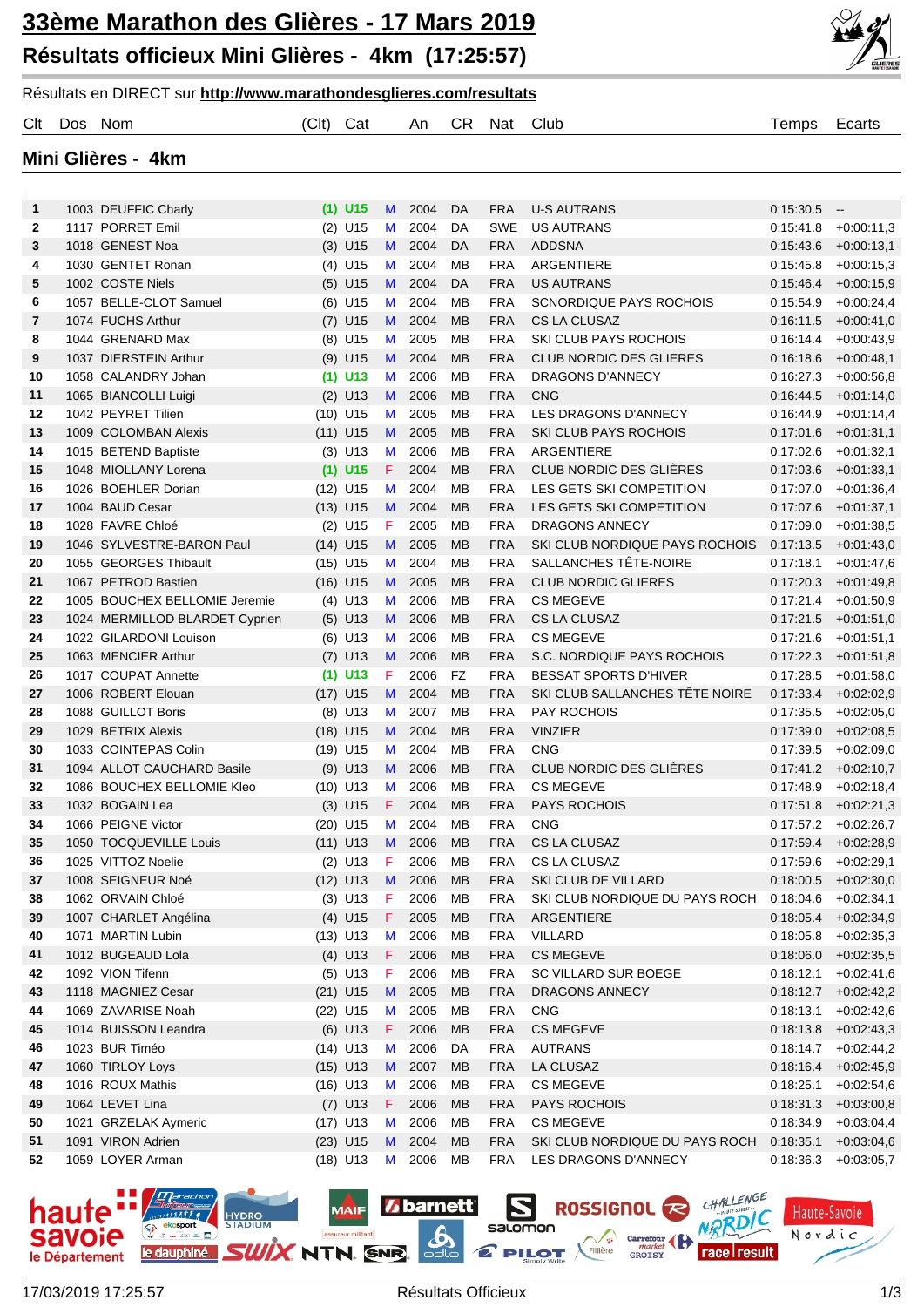# 33ème Marathon des Glières - 17 Mars 2019

## Résultats officieux Mini Glières - 4km (17:25:57)

Résultats en DIRECT sur **http://www.marathondesglieres.com/resultats**

### Mini Glières - 4km

| Clt | Dos | Nom | (Clt) | Cat | | An | CR | Nat | Club | Temps | Ecarts |
|---|---|---|---|---|---|---|---|---|---|---|---|
| 1 | 1003 | DEUFFIC Charly | (1) | U15 | M | 2004 | DA | FRA | U-S AUTRANS | 0:15:30.5 | -- |
| 2 | 1117 | PORRET Emil | (2) | U15 | M | 2004 | DA | SWE | US AUTRANS | 0:15:41.8 | +0:00:11,3 |
| 3 | 1018 | GENEST Noa | (3) | U15 | M | 2004 | DA | FRA | ADDSNA | 0:15:43.6 | +0:00:13,1 |
| 4 | 1030 | GENTET Ronan | (4) | U15 | M | 2004 | MB | FRA | ARGENTIERE | 0:15:45.8 | +0:00:15,3 |
| 5 | 1002 | COSTE Niels | (5) | U15 | M | 2004 | DA | FRA | US AUTRANS | 0:15:46.4 | +0:00:15,9 |
| 6 | 1057 | BELLE-CLOT Samuel | (6) | U15 | M | 2004 | MB | FRA | SCNORDIQUE PAYS ROCHOIS | 0:15:54.9 | +0:00:24,4 |
| 7 | 1074 | FUCHS Arthur | (7) | U15 | M | 2004 | MB | FRA | CS LA CLUSAZ | 0:16:11.5 | +0:00:41,0 |
| 8 | 1044 | GRENARD Max | (8) | U15 | M | 2005 | MB | FRA | SKI CLUB PAYS ROCHOIS | 0:16:14.4 | +0:00:43,9 |
| 9 | 1037 | DIERSTEIN Arthur | (9) | U15 | M | 2004 | MB | FRA | CLUB NORDIC DES GLIERES | 0:16:18.6 | +0:00:48,1 |
| 10 | 1058 | CALANDRY Johan | (1) | U13 | M | 2006 | MB | FRA | DRAGONS D'ANNECY | 0:16:27.3 | +0:00:56,8 |
| 11 | 1065 | BIANCOLLI Luigi | (2) | U13 | M | 2006 | MB | FRA | CNG | 0:16:44.5 | +0:01:14,0 |
| 12 | 1042 | PEYRET Tilien | (10) | U15 | M | 2005 | MB | FRA | LES DRAGONS D'ANNECY | 0:16:44.9 | +0:01:14,4 |
| 13 | 1009 | COLOMBAN Alexis | (11) | U15 | M | 2005 | MB | FRA | SKI CLUB PAYS ROCHOIS | 0:17:01.6 | +0:01:31,1 |
| 14 | 1015 | BETEND Baptiste | (3) | U13 | M | 2006 | MB | FRA | ARGENTIERE | 0:17:02.6 | +0:01:32,1 |
| 15 | 1048 | MIOLLANY Lorena | (1) | U15 | F | 2004 | MB | FRA | CLUB NORDIC DES GLIÈRES | 0:17:03.6 | +0:01:33,1 |
| 16 | 1026 | BOEHLER Dorian | (12) | U15 | M | 2004 | MB | FRA | LES GETS SKI COMPETITION | 0:17:07.0 | +0:01:36,4 |
| 17 | 1004 | BAUD Cesar | (13) | U15 | M | 2004 | MB | FRA | LES GETS SKI COMPETITION | 0:17:07.6 | +0:01:37,1 |
| 18 | 1028 | FAVRE Chloé | (2) | U15 | F | 2005 | MB | FRA | DRAGONS ANNECY | 0:17:09.0 | +0:01:38,5 |
| 19 | 1046 | SYLVESTRE-BARON Paul | (14) | U15 | M | 2005 | MB | FRA | SKI CLUB NORDIQUE PAYS ROCHOIS | 0:17:13.5 | +0:01:43,0 |
| 20 | 1055 | GEORGES Thibault | (15) | U15 | M | 2004 | MB | FRA | SALLANCHES TÊTE-NOIRE | 0:17:18.1 | +0:01:47,6 |
| 21 | 1067 | PETROD Bastien | (16) | U15 | M | 2005 | MB | FRA | CLUB NORDIC GLIERES | 0:17:20.3 | +0:01:49,8 |
| 22 | 1005 | BOUCHEX BELLOMIE Jeremie | (4) | U13 | M | 2006 | MB | FRA | CS MEGEVE | 0:17:21.4 | +0:01:50,9 |
| 23 | 1024 | MERMILLOD BLARDET Cyprien | (5) | U13 | M | 2006 | MB | FRA | CS LA CLUSAZ | 0:17:21.5 | +0:01:51,0 |
| 24 | 1022 | GILARDONI Louison | (6) | U13 | M | 2006 | MB | FRA | CS MEGEVE | 0:17:21.6 | +0:01:51,1 |
| 25 | 1063 | MENCIER Arthur | (7) | U13 | M | 2006 | MB | FRA | S.C. NORDIQUE PAYS ROCHOIS | 0:17:22.3 | +0:01:51,8 |
| 26 | 1017 | COUPAT Annette | (1) | U13 | F | 2006 | FZ | FRA | BESSAT SPORTS D'HIVER | 0:17:28.5 | +0:01:58,0 |
| 27 | 1006 | ROBERT Elouan | (17) | U15 | M | 2004 | MB | FRA | SKI CLUB SALLANCHES TÊTE NOIRE | 0:17:33.4 | +0:02:02,9 |
| 28 | 1088 | GUILLOT Boris | (8) | U13 | M | 2007 | MB | FRA | PAY ROCHOIS | 0:17:35.5 | +0:02:05,0 |
| 29 | 1029 | BETRIX Alexis | (18) | U15 | M | 2004 | MB | FRA | VINZIER | 0:17:39.0 | +0:02:08,5 |
| 30 | 1033 | COINTEPAS Colin | (19) | U15 | M | 2004 | MB | FRA | CNG | 0:17:39.5 | +0:02:09,0 |
| 31 | 1094 | ALLOT CAUCHARD Basile | (9) | U13 | M | 2006 | MB | FRA | CLUB NORDIC DES GLIÈRES | 0:17:41.2 | +0:02:10,7 |
| 32 | 1086 | BOUCHEX BELLOMIE Kleo | (10) | U13 | M | 2006 | MB | FRA | CS MEGEVE | 0:17:48.9 | +0:02:18,4 |
| 33 | 1032 | BOGAIN Lea | (3) | U15 | F | 2004 | MB | FRA | PAYS ROCHOIS | 0:17:51.8 | +0:02:21,3 |
| 34 | 1066 | PEIGNE Victor | (20) | U15 | M | 2004 | MB | FRA | CNG | 0:17:57.2 | +0:02:26,7 |
| 35 | 1050 | TOCQUEVILLE Louis | (11) | U13 | M | 2006 | MB | FRA | CS LA CLUSAZ | 0:17:59.4 | +0:02:28,9 |
| 36 | 1025 | VITTOZ Noelie | (2) | U13 | F | 2006 | MB | FRA | CS LA CLUSAZ | 0:17:59.6 | +0:02:29,1 |
| 37 | 1008 | SEIGNEUR Noé | (12) | U13 | M | 2006 | MB | FRA | SKI CLUB DE VILLARD | 0:18:00.5 | +0:02:30,0 |
| 38 | 1062 | ORVAIN Chloé | (3) | U13 | F | 2006 | MB | FRA | SKI CLUB NORDIQUE DU PAYS ROCH | 0:18:04.6 | +0:02:34,1 |
| 39 | 1007 | CHARLET Angélina | (4) | U15 | F | 2005 | MB | FRA | ARGENTIERE | 0:18:05.4 | +0:02:34,9 |
| 40 | 1071 | MARTIN Lubin | (13) | U13 | M | 2006 | MB | FRA | VILLARD | 0:18:05.8 | +0:02:35,3 |
| 41 | 1012 | BUGEAUD Lola | (4) | U13 | F | 2006 | MB | FRA | CS MEGEVE | 0:18:06.0 | +0:02:35,5 |
| 42 | 1092 | VION Tifenn | (5) | U13 | F | 2006 | MB | FRA | SC VILLARD SUR BOEGE | 0:18:12.1 | +0:02:41,6 |
| 43 | 1118 | MAGNIEZ Cesar | (21) | U15 | M | 2005 | MB | FRA | DRAGONS ANNECY | 0:18:12.7 | +0:02:42,2 |
| 44 | 1069 | ZAVARISE Noah | (22) | U15 | M | 2005 | MB | FRA | CNG | 0:18:13.1 | +0:02:42,6 |
| 45 | 1014 | BUISSON Leandra | (6) | U13 | F | 2006 | MB | FRA | CS MEGEVE | 0:18:13.8 | +0:02:43,3 |
| 46 | 1023 | BUR Timéo | (14) | U13 | M | 2006 | DA | FRA | AUTRANS | 0:18:14.7 | +0:02:44,2 |
| 47 | 1060 | TIRLOY Loys | (15) | U13 | M | 2007 | MB | FRA | LA CLUSAZ | 0:18:16.4 | +0:02:45,9 |
| 48 | 1016 | ROUX Mathis | (16) | U13 | M | 2006 | MB | FRA | CS MEGEVE | 0:18:25.1 | +0:02:54,6 |
| 49 | 1064 | LEVET Lina | (7) | U13 | F | 2006 | MB | FRA | PAYS ROCHOIS | 0:18:31.3 | +0:03:00,8 |
| 50 | 1021 | GRZELAK Aymeric | (17) | U13 | M | 2006 | MB | FRA | CS MEGEVE | 0:18:34.9 | +0:03:04,4 |
| 51 | 1091 | VIRON Adrien | (23) | U15 | M | 2004 | MB | FRA | SKI CLUB NORDIQUE DU PAYS ROCH | 0:18:35.1 | +0:03:04,6 |
| 52 | 1059 | LOYER Arman | (18) | U13 | M | 2006 | MB | FRA | LES DRAGONS D'ANNECY | 0:18:36.3 | +0:03:05,7 |

17/03/2019 17:25:57 Résultats Officieux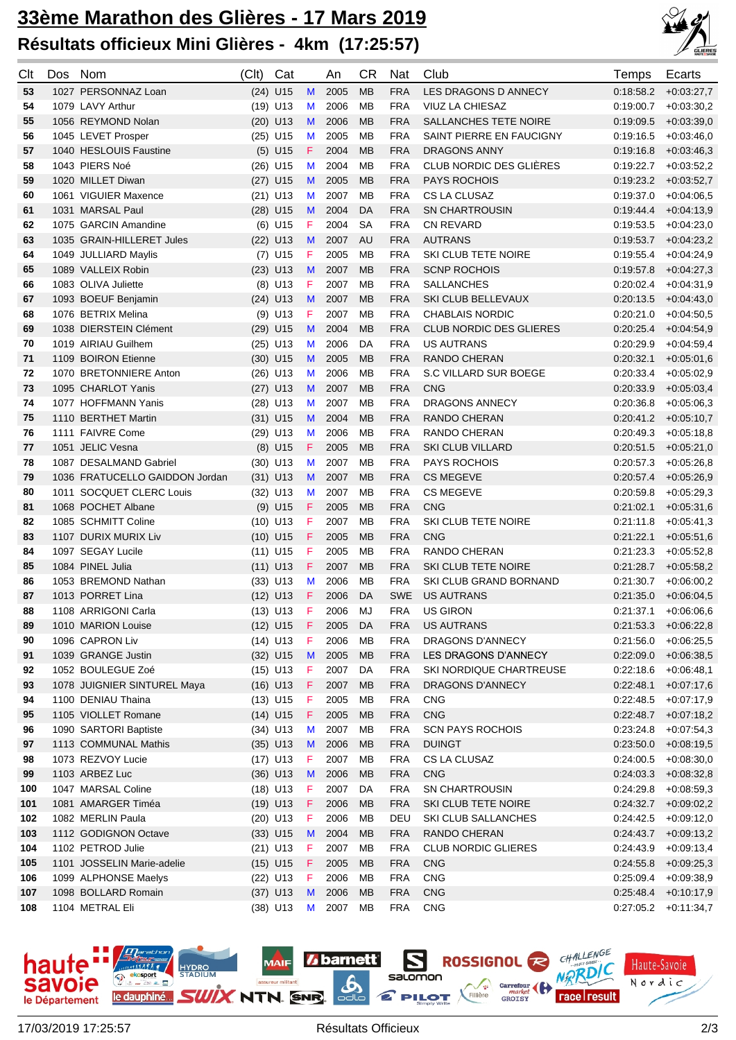# 33ème Marathon des Glières - 17 Mars 2019

## Résultats officieux Mini Glières - 4km (17:25:57)

| Clt | Dos | Nom | (Clt) | Cat | | An | CR | Nat | Club | Temps | Ecarts |
|---|---|---|---|---|---|---|---|---|---|---|---|
| 53 | 1027 | PERSONNAZ Loan | (24) | U15 | M | 2005 | MB | FRA | LES DRAGONS D ANNECY | 0:18:58.2 | +0:03:27,7 |
| 54 | 1079 | LAVY Arthur | (19) | U13 | M | 2006 | MB | FRA | VIUZ LA CHIESAZ | 0:19:00.7 | +0:03:30,2 |
| 55 | 1056 | REYMOND Nolan | (20) | U13 | M | 2006 | MB | FRA | SALLANCHES TETE NOIRE | 0:19:09.5 | +0:03:39,0 |
| 56 | 1045 | LEVET Prosper | (25) | U15 | M | 2005 | MB | FRA | SAINT PIERRE EN FAUCIGNY | 0:19:16.5 | +0:03:46,0 |
| 57 | 1040 | HESLOUIS Faustine | (5) | U15 | F | 2004 | MB | FRA | DRAGONS ANNY | 0:19:16.8 | +0:03:46,3 |
| 58 | 1043 | PIERS Noé | (26) | U15 | M | 2004 | MB | FRA | CLUB NORDIC DES GLIÈRES | 0:19:22.7 | +0:03:52,2 |
| 59 | 1020 | MILLET Diwan | (27) | U15 | M | 2005 | MB | FRA | PAYS ROCHOIS | 0:19:23.2 | +0:03:52,7 |
| 60 | 1061 | VIGUIER Maxence | (21) | U13 | M | 2007 | MB | FRA | CS LA CLUSAZ | 0:19:37.0 | +0:04:06,5 |
| 61 | 1031 | MARSAL Paul | (28) | U15 | M | 2004 | DA | FRA | SN CHARTROUSIN | 0:19:44.4 | +0:04:13,9 |
| 62 | 1075 | GARCIN Amandine | (6) | U15 | F | 2004 | SA | FRA | CN REVARD | 0:19:53.5 | +0:04:23,0 |
| 63 | 1035 | GRAIN-HILLERET Jules | (22) | U13 | M | 2007 | AU | FRA | AUTRANS | 0:19:53.7 | +0:04:23,2 |
| 64 | 1049 | JULLIARD Maylis | (7) | U15 | F | 2005 | MB | FRA | SKI CLUB TETE NOIRE | 0:19:55.4 | +0:04:24,9 |
| 65 | 1089 | VALLEIX Robin | (23) | U13 | M | 2007 | MB | FRA | SCNP ROCHOIS | 0:19:57.8 | +0:04:27,3 |
| 66 | 1083 | OLIVA Juliette | (8) | U13 | F | 2007 | MB | FRA | SALLANCHES | 0:20:02.4 | +0:04:31,9 |
| 67 | 1093 | BOEUF Benjamin | (24) | U13 | M | 2007 | MB | FRA | SKI CLUB BELLEVAUX | 0:20:13.5 | +0:04:43,0 |
| 68 | 1076 | BETRIX Melina | (9) | U13 | F | 2007 | MB | FRA | CHABLAIS NORDIC | 0:20:21.0 | +0:04:50,5 |
| 69 | 1038 | DIERSTEIN Clément | (29) | U15 | M | 2004 | MB | FRA | CLUB NORDIC DES GLIERES | 0:20:25.4 | +0:04:54,9 |
| 70 | 1019 | AIRIAU Guilhem | (25) | U13 | M | 2006 | DA | FRA | US AUTRANS | 0:20:29.9 | +0:04:59,4 |
| 71 | 1109 | BOIRON Etienne | (30) | U15 | M | 2005 | MB | FRA | RANDO CHERAN | 0:20:32.1 | +0:05:01,6 |
| 72 | 1070 | BRETONNIERE Anton | (26) | U13 | M | 2006 | MB | FRA | S.C VILLARD SUR BOEGE | 0:20:33.4 | +0:05:02,9 |
| 73 | 1095 | CHARLOT Yanis | (27) | U13 | M | 2007 | MB | FRA | CNG | 0:20:33.9 | +0:05:03,4 |
| 74 | 1077 | HOFFMANN Yanis | (28) | U13 | M | 2007 | MB | FRA | DRAGONS ANNECY | 0:20:36.8 | +0:05:06,3 |
| 75 | 1110 | BERTHET Martin | (31) | U15 | M | 2004 | MB | FRA | RANDO CHERAN | 0:20:41.2 | +0:05:10,7 |
| 76 | 1111 | FAIVRE Come | (29) | U13 | M | 2006 | MB | FRA | RANDO CHERAN | 0:20:49.3 | +0:05:18,8 |
| 77 | 1051 | JELIC Vesna | (8) | U15 | F | 2005 | MB | FRA | SKI CLUB VILLARD | 0:20:51.5 | +0:05:21,0 |
| 78 | 1087 | DESALMAND Gabriel | (30) | U13 | M | 2007 | MB | FRA | PAYS ROCHOIS | 0:20:57.3 | +0:05:26,8 |
| 79 | 1036 | FRATUCELLO GAIDDON Jordan | (31) | U13 | M | 2007 | MB | FRA | CS MEGEVE | 0:20:57.4 | +0:05:26,9 |
| 80 | 1011 | SOCQUET CLERC Louis | (32) | U13 | M | 2007 | MB | FRA | CS MEGEVE | 0:20:59.8 | +0:05:29,3 |
| 81 | 1068 | POCHET Albane | (9) | U15 | F | 2005 | MB | FRA | CNG | 0:21:02.1 | +0:05:31,6 |
| 82 | 1085 | SCHMITT Coline | (10) | U13 | F | 2007 | MB | FRA | SKI CLUB TETE NOIRE | 0:21:11.8 | +0:05:41,3 |
| 83 | 1107 | DURIX MURIX Liv | (10) | U15 | F | 2005 | MB | FRA | CNG | 0:21:22.1 | +0:05:51,6 |
| 84 | 1097 | SEGAY Lucile | (11) | U15 | F | 2005 | MB | FRA | RANDO CHERAN | 0:21:23.3 | +0:05:52,8 |
| 85 | 1084 | PINEL Julia | (11) | U13 | F | 2007 | MB | FRA | SKI CLUB TETE NOIRE | 0:21:28.7 | +0:05:58,2 |
| 86 | 1053 | BREMOND Nathan | (33) | U13 | M | 2006 | MB | FRA | SKI CLUB GRAND BORNAND | 0:21:30.7 | +0:06:00,2 |
| 87 | 1013 | PORRET Lina | (12) | U13 | F | 2006 | DA | SWE | US AUTRANS | 0:21:35.0 | +0:06:04,5 |
| 88 | 1108 | ARRIGONI Carla | (13) | U13 | F | 2006 | MJ | FRA | US GIRON | 0:21:37.1 | +0:06:06,6 |
| 89 | 1010 | MARION Louise | (12) | U15 | F | 2005 | DA | FRA | US AUTRANS | 0:21:53.3 | +0:06:22,8 |
| 90 | 1096 | CAPRON Liv | (14) | U13 | F | 2006 | MB | FRA | DRAGONS D'ANNECY | 0:21:56.0 | +0:06:25,5 |
| 91 | 1039 | GRANGE Justin | (32) | U15 | M | 2005 | MB | FRA | LES DRAGONS D'ANNECY | 0:22:09.0 | +0:06:38,5 |
| 92 | 1052 | BOULEGUE Zoé | (15) | U13 | F | 2007 | DA | FRA | SKI NORDIQUE CHARTREUSE | 0:22:18.6 | +0:06:48,1 |
| 93 | 1078 | JUIGNIER SINTUREL Maya | (16) | U13 | F | 2007 | MB | FRA | DRAGONS D'ANNECY | 0:22:48.1 | +0:07:17,6 |
| 94 | 1100 | DENIAU Thaina | (13) | U15 | F | 2005 | MB | FRA | CNG | 0:22:48.5 | +0:07:17,9 |
| 95 | 1105 | VIOLLET Romane | (14) | U15 | F | 2005 | MB | FRA | CNG | 0:22:48.7 | +0:07:18,2 |
| 96 | 1090 | SARTORI Baptiste | (34) | U13 | M | 2007 | MB | FRA | SCN PAYS ROCHOIS | 0:23:24.8 | +0:07:54,3 |
| 97 | 1113 | COMMUNAL Mathis | (35) | U13 | M | 2006 | MB | FRA | DUINGT | 0:23:50.0 | +0:08:19,5 |
| 98 | 1073 | REZVOY Lucie | (17) | U13 | F | 2007 | MB | FRA | CS LA CLUSAZ | 0:24:00.5 | +0:08:30,0 |
| 99 | 1103 | ARBEZ Luc | (36) | U13 | M | 2006 | MB | FRA | CNG | 0:24:03.3 | +0:08:32,8 |
| 100 | 1047 | MARSAL Coline | (18) | U13 | F | 2007 | DA | FRA | SN CHARTROUSIN | 0:24:29.8 | +0:08:59,3 |
| 101 | 1081 | AMARGER Timéa | (19) | U13 | F | 2006 | MB | FRA | SKI CLUB TETE NOIRE | 0:24:32.7 | +0:09:02,2 |
| 102 | 1082 | MERLIN Paula | (20) | U13 | F | 2006 | MB | DEU | SKI CLUB SALLANCHES | 0:24:42.5 | +0:09:12,0 |
| 103 | 1112 | GODIGNON Octave | (33) | U15 | M | 2004 | MB | FRA | RANDO CHERAN | 0:24:43.7 | +0:09:13,2 |
| 104 | 1102 | PETROD Julie | (21) | U13 | F | 2007 | MB | FRA | CLUB NORDIC GLIERES | 0:24:43.9 | +0:09:13,4 |
| 105 | 1101 | JOSSELIN Marie-adelie | (15) | U15 | F | 2005 | MB | FRA | CNG | 0:24:55.8 | +0:09:25,3 |
| 106 | 1099 | ALPHONSE Maelys | (22) | U13 | F | 2006 | MB | FRA | CNG | 0:25:09.4 | +0:09:38,9 |
| 107 | 1098 | BOLLARD Romain | (37) | U13 | M | 2006 | MB | FRA | CNG | 0:25:48.4 | +0:10:17,9 |
| 108 | 1104 | METRAL Eli | (38) | U13 | M | 2007 | MB | FRA | CNG | 0:27:05.2 | +0:11:34,7 |

17/03/2019 17:25:57 Résultats Officieux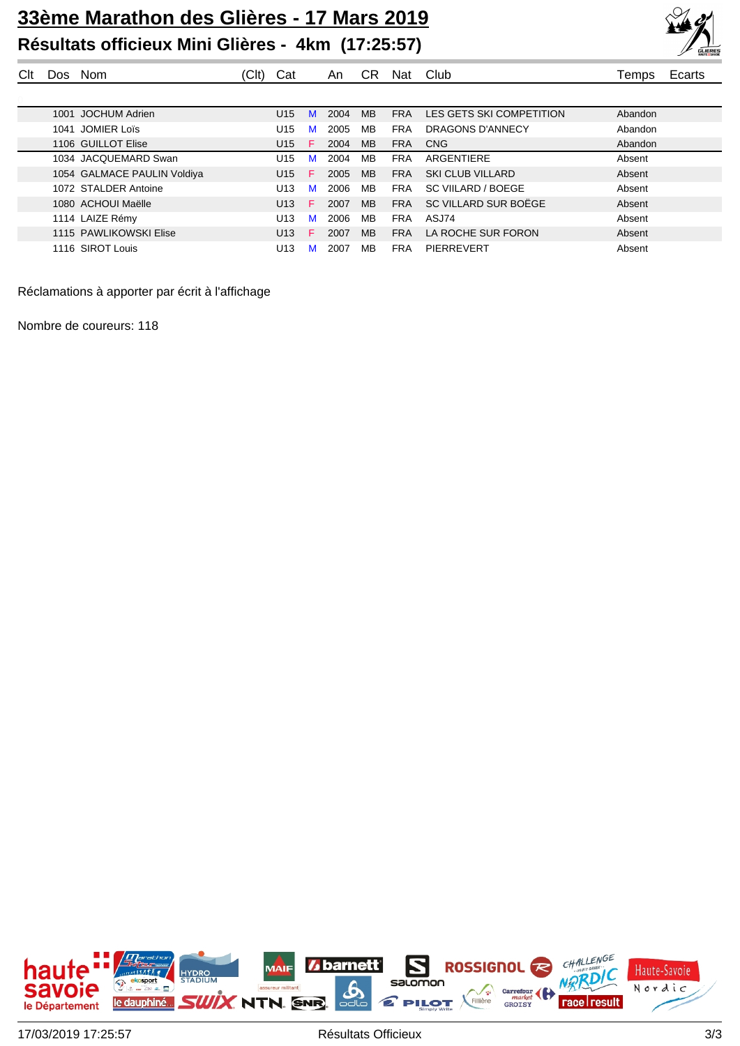# 33ème Marathon des Glières - 17 Mars 2019

## Résultats officieux Mini Glières - 4km (17:25:57)

| Clt | Dos | Nom | (Clt) | Cat | | An | CR | Nat | Club | Temps | Ecarts |
|---|---|---|---|---|---|---|---|---|---|---|---|
| | 1001 | JOCHUM Adrien | | U15 | M | 2004 | MB | FRA | LES GETS SKI COMPETITION | Abandon | |
| | 1041 | JOMIER Loïs | | U15 | M | 2005 | MB | FRA | DRAGONS D'ANNECY | Abandon | |
| | 1106 | GUILLOT Elise | | U15 | F | 2004 | MB | FRA | CNG | Abandon | |
| | 1034 | JACQUEMARD Swan | | U15 | M | 2004 | MB | FRA | ARGENTIERE | Absent | |
| | 1054 | GALMACE PAULIN Voldiya | | U15 | F | 2005 | MB | FRA | SKI CLUB VILLARD | Absent | |
| | 1072 | STALDER Antoine | | U13 | M | 2006 | MB | FRA | SC VIILARD / BOEGE | Absent | |
| | 1080 | ACHOUI Maëlle | | U13 | F | 2007 | MB | FRA | SC VILLARD SUR BOËGE | Absent | |
| | 1114 | LAIZE Rémy | | U13 | M | 2006 | MB | FRA | ASJ74 | Absent | |
| | 1115 | PAWLIKOWSKI Elise | | U13 | F | 2007 | MB | FRA | LA ROCHE SUR FORON | Absent | |
| | 1116 | SIROT Louis | | U13 | M | 2007 | MB | FRA | PIERREVERT | Absent | |

Réclamations à apporter par écrit à l'affichage

Nombre de coureurs: 118